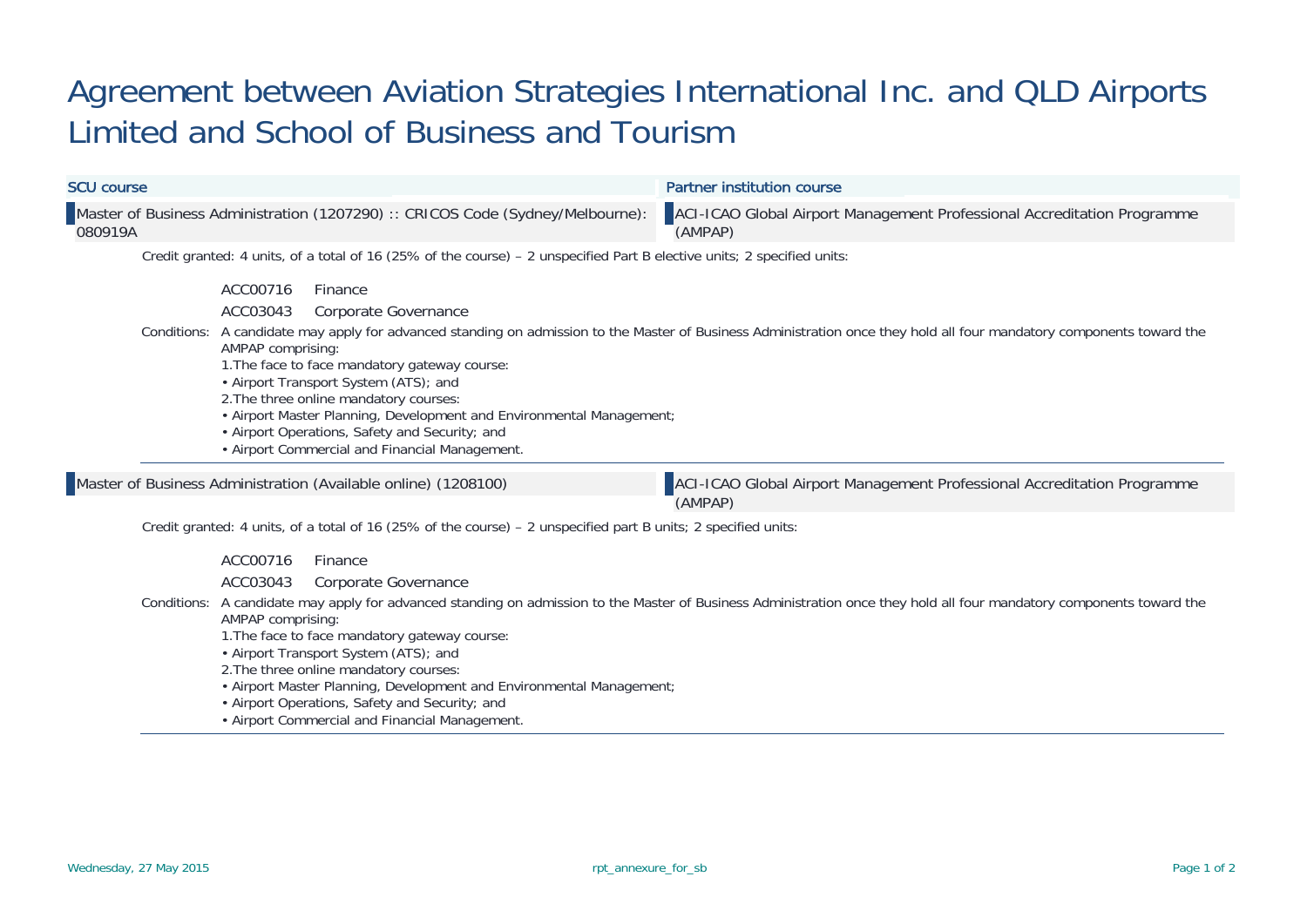# Agreement between Aviation Strategies International Inc. and QLD Airports Limited and School of Business and Tourism

| SCU course | Partner institution course |
| --- | --- |
| Master of Business Administration (1207290) :: CRICOS Code (Sydney/Melbourne): 080919A | ACI-ICAO Global Airport Management Professional Accreditation Programme (AMPAP) |

Credit granted: 4 units, of a total of 16 (25% of the course) – 2 unspecified Part B elective units; 2 specified units:

- ACC00716 Finance
- ACC03043 Corporate Governance

Conditions: A candidate may apply for advanced standing on admission to the Master of Business Administration once they hold all four mandatory components toward the AMPAP comprising:

1. The face to face mandatory gateway course:
   - Airport Transport System (ATS); and
2. The three online mandatory courses:
   - Airport Master Planning, Development and Environmental Management;
   - Airport Operations, Safety and Security; and
   - Airport Commercial and Financial Management.

| SCU course | Partner institution course |
| --- | --- |
| Master of Business Administration (Available online) (1208100) | ACI-ICAO Global Airport Management Professional Accreditation Programme (AMPAP) |

Credit granted: 4 units, of a total of 16 (25% of the course) – 2 unspecified part B units; 2 specified units:

- ACC00716 Finance
- ACC03043 Corporate Governance

Conditions: A candidate may apply for advanced standing on admission to the Master of Business Administration once they hold all four mandatory components toward the AMPAP comprising:

1. The face to face mandatory gateway course:
   - Airport Transport System (ATS); and
2. The three online mandatory courses:
   - Airport Master Planning, Development and Environmental Management;
   - Airport Operations, Safety and Security; and
   - Airport Commercial and Financial Management.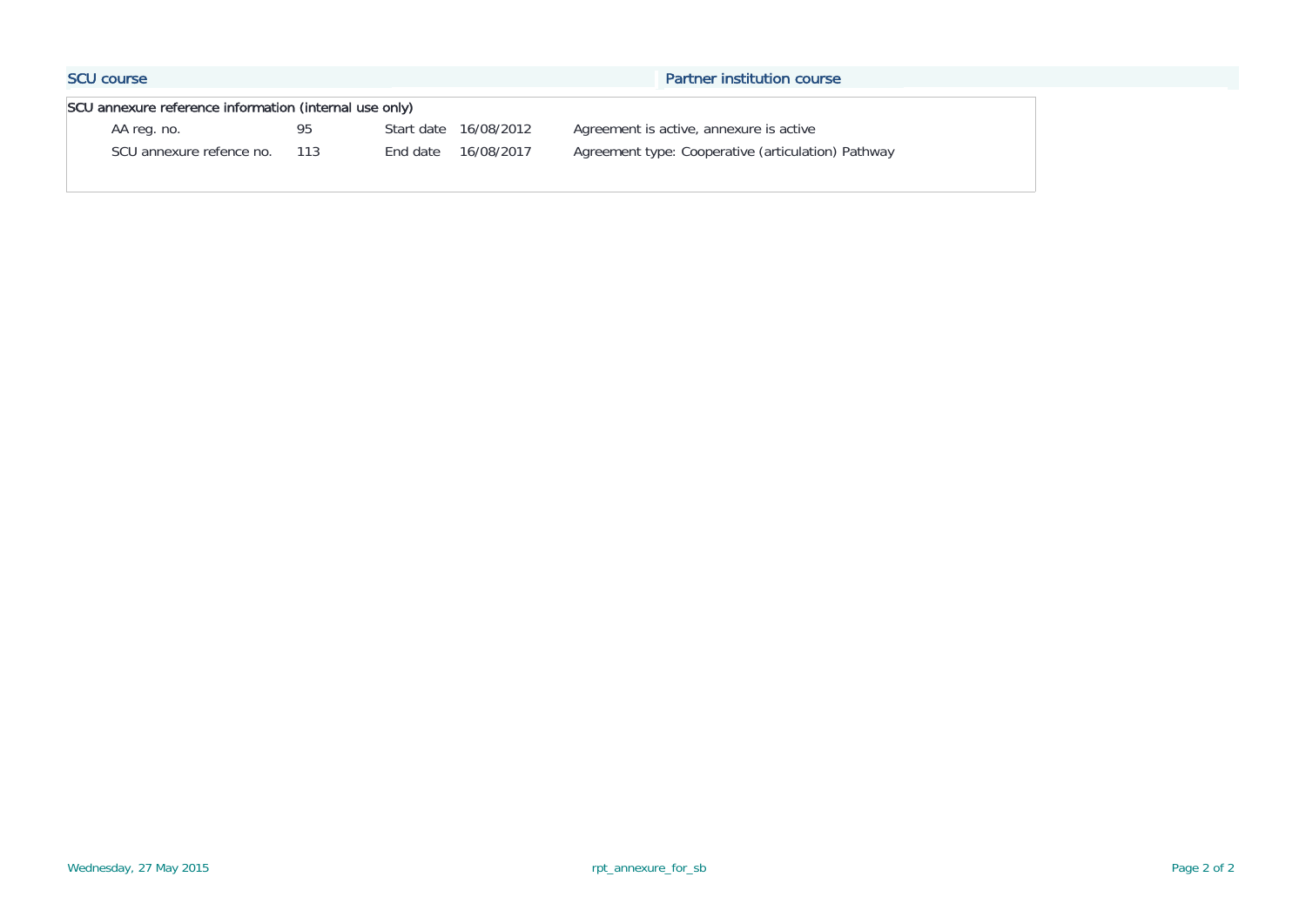| SCU course | Partner institution course |
| --- | --- |

**SCU annexure reference information (internal use only)**

| | | | | |
| --- | --- | --- | --- | --- |
| AA reg. no. | 95 | Start date | 16/08/2012 | Agreement is active, annexure is active |
| SCU annexure refence no. | 113 | End date | 16/08/2017 | Agreement type: Cooperative (articulation) Pathway |